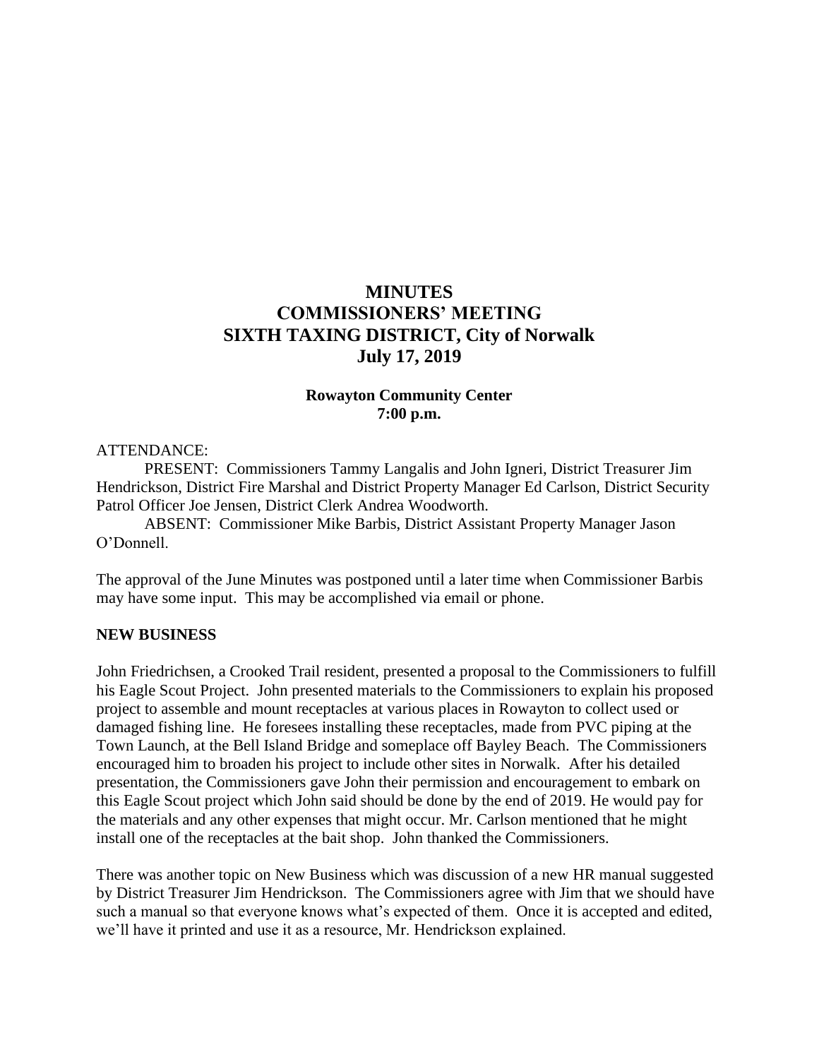# MINUTES
# COMMISSIONERS' MEETING
# SIXTH TAXING DISTRICT, City of Norwalk
# July 17, 2019

**Rowayton Community Center**
**7:00 p.m.**

ATTENDANCE:

PRESENT: Commissioners Tammy Langalis and John Igneri, District Treasurer Jim Hendrickson, District Fire Marshal and District Property Manager Ed Carlson, District Security Patrol Officer Joe Jensen, District Clerk Andrea Woodworth.

ABSENT: Commissioner Mike Barbis, District Assistant Property Manager Jason O'Donnell.

The approval of the June Minutes was postponed until a later time when Commissioner Barbis may have some input. This may be accomplished via email or phone.

**NEW BUSINESS**

John Friedrichsen, a Crooked Trail resident, presented a proposal to the Commissioners to fulfill his Eagle Scout Project. John presented materials to the Commissioners to explain his proposed project to assemble and mount receptacles at various places in Rowayton to collect used or damaged fishing line. He foresees installing these receptacles, made from PVC piping at the Town Launch, at the Bell Island Bridge and someplace off Bayley Beach. The Commissioners encouraged him to broaden his project to include other sites in Norwalk. After his detailed presentation, the Commissioners gave John their permission and encouragement to embark on this Eagle Scout project which John said should be done by the end of 2019. He would pay for the materials and any other expenses that might occur. Mr. Carlson mentioned that he might install one of the receptacles at the bait shop. John thanked the Commissioners.

There was another topic on New Business which was discussion of a new HR manual suggested by District Treasurer Jim Hendrickson. The Commissioners agree with Jim that we should have such a manual so that everyone knows what's expected of them. Once it is accepted and edited, we'll have it printed and use it as a resource, Mr. Hendrickson explained.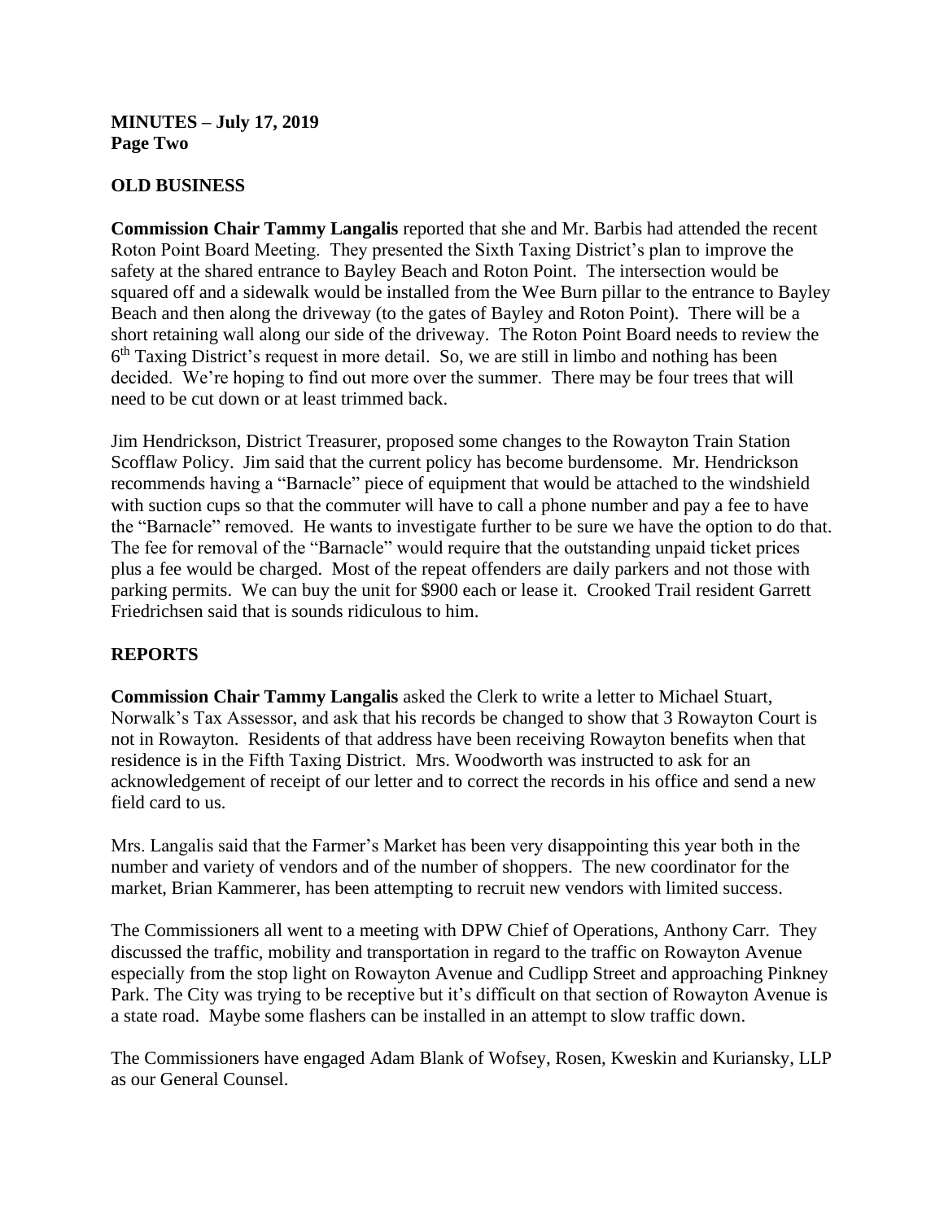**MINUTES – July 17, 2019**
**Page Two**

**OLD BUSINESS**

**Commission Chair Tammy Langalis** reported that she and Mr. Barbis had attended the recent Roton Point Board Meeting. They presented the Sixth Taxing District's plan to improve the safety at the shared entrance to Bayley Beach and Roton Point. The intersection would be squared off and a sidewalk would be installed from the Wee Burn pillar to the entrance to Bayley Beach and then along the driveway (to the gates of Bayley and Roton Point). There will be a short retaining wall along our side of the driveway. The Roton Point Board needs to review the 6th Taxing District's request in more detail. So, we are still in limbo and nothing has been decided. We're hoping to find out more over the summer. There may be four trees that will need to be cut down or at least trimmed back.

Jim Hendrickson, District Treasurer, proposed some changes to the Rowayton Train Station Scofflaw Policy. Jim said that the current policy has become burdensome. Mr. Hendrickson recommends having a "Barnacle" piece of equipment that would be attached to the windshield with suction cups so that the commuter will have to call a phone number and pay a fee to have the "Barnacle" removed. He wants to investigate further to be sure we have the option to do that. The fee for removal of the "Barnacle" would require that the outstanding unpaid ticket prices plus a fee would be charged. Most of the repeat offenders are daily parkers and not those with parking permits. We can buy the unit for $900 each or lease it. Crooked Trail resident Garrett Friedrichsen said that is sounds ridiculous to him.

**REPORTS**

**Commission Chair Tammy Langalis** asked the Clerk to write a letter to Michael Stuart, Norwalk's Tax Assessor, and ask that his records be changed to show that 3 Rowayton Court is not in Rowayton. Residents of that address have been receiving Rowayton benefits when that residence is in the Fifth Taxing District. Mrs. Woodworth was instructed to ask for an acknowledgement of receipt of our letter and to correct the records in his office and send a new field card to us.

Mrs. Langalis said that the Farmer's Market has been very disappointing this year both in the number and variety of vendors and of the number of shoppers. The new coordinator for the market, Brian Kammerer, has been attempting to recruit new vendors with limited success.

The Commissioners all went to a meeting with DPW Chief of Operations, Anthony Carr. They discussed the traffic, mobility and transportation in regard to the traffic on Rowayton Avenue especially from the stop light on Rowayton Avenue and Cudlipp Street and approaching Pinkney Park. The City was trying to be receptive but it's difficult on that section of Rowayton Avenue is a state road. Maybe some flashers can be installed in an attempt to slow traffic down.

The Commissioners have engaged Adam Blank of Wofsey, Rosen, Kweskin and Kuriansky, LLP as our General Counsel.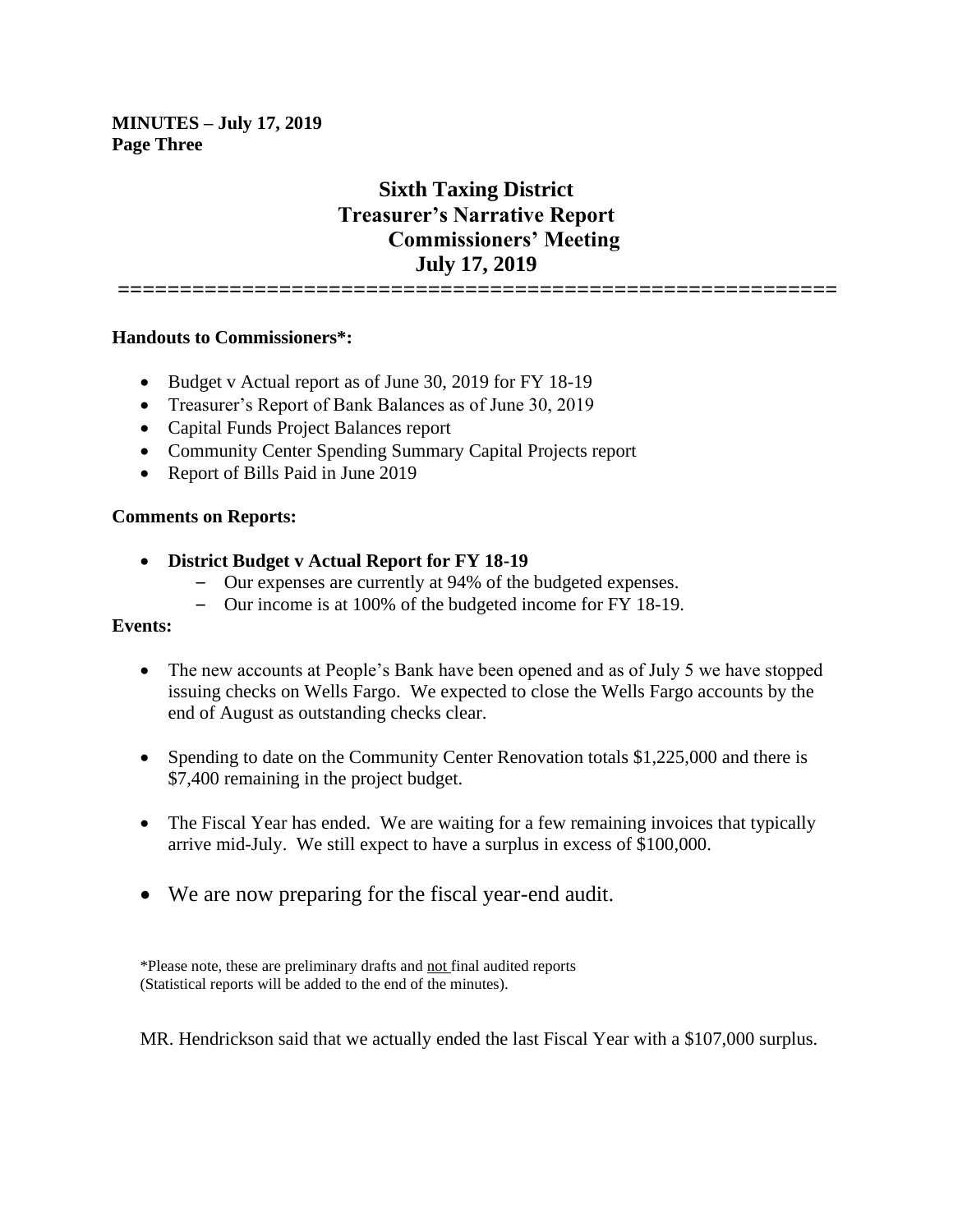**MINUTES – July 17, 2019**
**Page Three**

# Sixth Taxing District
## Treasurer's Narrative Report
## Commissioners' Meeting
## July 17, 2019

==========================================================

**Handouts to Commissioners*:**

- Budget v Actual report as of June 30, 2019 for FY 18-19
- Treasurer's Report of Bank Balances as of June 30, 2019
- Capital Funds Project Balances report
- Community Center Spending Summary Capital Projects report
- Report of Bills Paid in June 2019

**Comments on Reports:**

- **District Budget v Actual Report for FY 18-19**
  - Our expenses are currently at 94% of the budgeted expenses.
  - Our income is at 100% of the budgeted income for FY 18-19.

**Events:**

- The new accounts at People's Bank have been opened and as of July 5 we have stopped issuing checks on Wells Fargo. We expected to close the Wells Fargo accounts by the end of August as outstanding checks clear.

- Spending to date on the Community Center Renovation totals $1,225,000 and there is $7,400 remaining in the project budget.

- The Fiscal Year has ended. We are waiting for a few remaining invoices that typically arrive mid-July. We still expect to have a surplus in excess of $100,000.

- We are now preparing for the fiscal year-end audit.

*Please note, these are preliminary drafts and not final audited reports
(Statistical reports will be added to the end of the minutes).

MR. Hendrickson said that we actually ended the last Fiscal Year with a $107,000 surplus.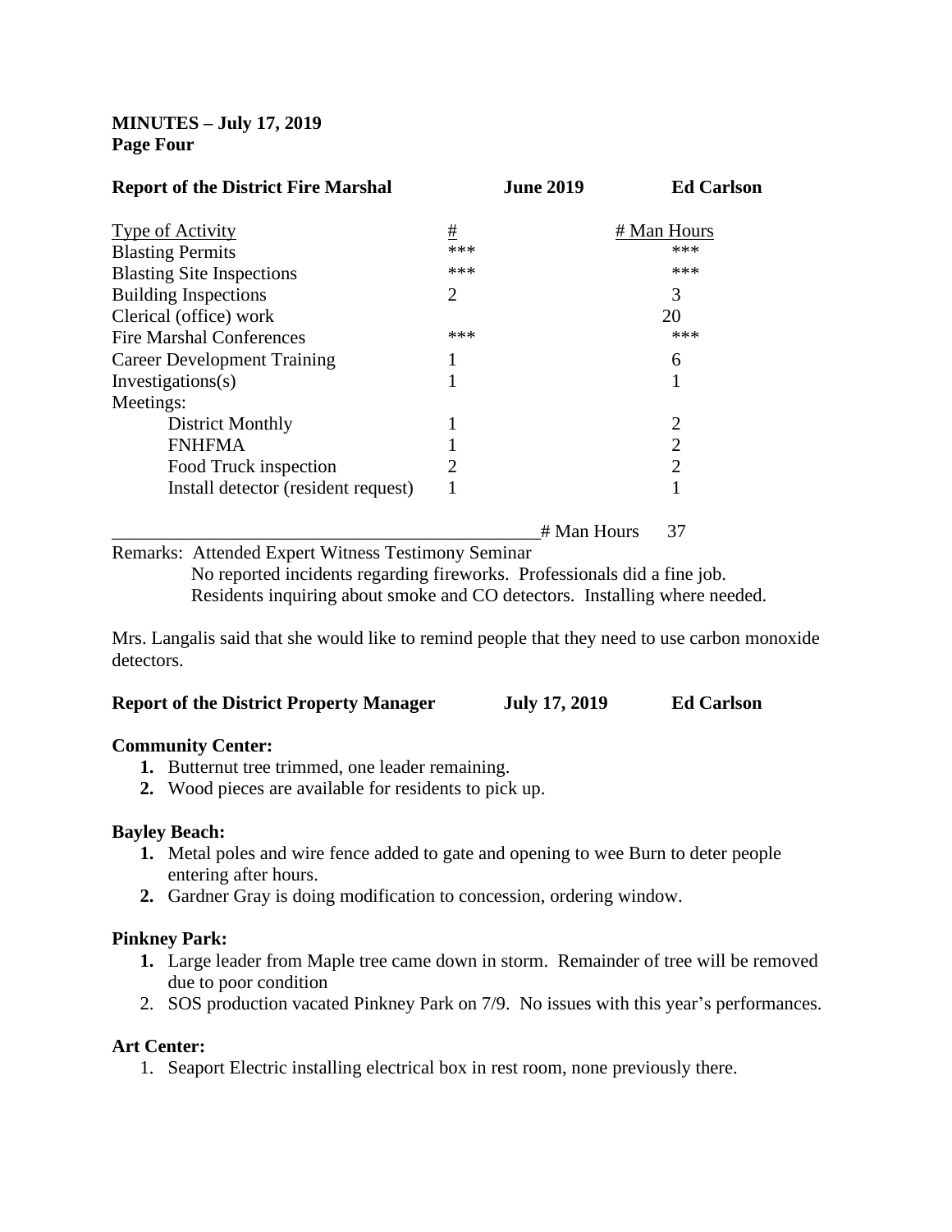**MINUTES – July 17, 2019**
**Page Four**

**Report of the District Fire Marshal — June 2019 — Ed Carlson**

| Type of Activity | # | # Man Hours |
|---|---|---|
| Blasting Permits | *** | *** |
| Blasting Site Inspections | *** | *** |
| Building Inspections | 2 | 3 |
| Clerical (office) work | | 20 |
| Fire Marshal Conferences | *** | *** |
| Career Development Training | 1 | 6 |
| Investigations(s) | 1 | 1 |
| Meetings: | | |
| District Monthly | 1 | 2 |
| FNHFMA | 1 | 2 |
| Food Truck inspection | 2 | 2 |
| Install detector (resident request) | 1 | 1 |
| | # Man Hours | 37 |

Remarks: Attended Expert Witness Testimony Seminar
No reported incidents regarding fireworks. Professionals did a fine job.
Residents inquiring about smoke and CO detectors. Installing where needed.

Mrs. Langalis said that she would like to remind people that they need to use carbon monoxide detectors.

**Report of the District Property Manager — July 17, 2019 — Ed Carlson**

**Community Center:**

1. Butternut tree trimmed, one leader remaining.
2. Wood pieces are available for residents to pick up.

**Bayley Beach:**

1. Metal poles and wire fence added to gate and opening to wee Burn to deter people entering after hours.
2. Gardner Gray is doing modification to concession, ordering window.

**Pinkney Park:**

1. Large leader from Maple tree came down in storm. Remainder of tree will be removed due to poor condition
2. SOS production vacated Pinkney Park on 7/9. No issues with this year's performances.

**Art Center:**

1. Seaport Electric installing electrical box in rest room, none previously there.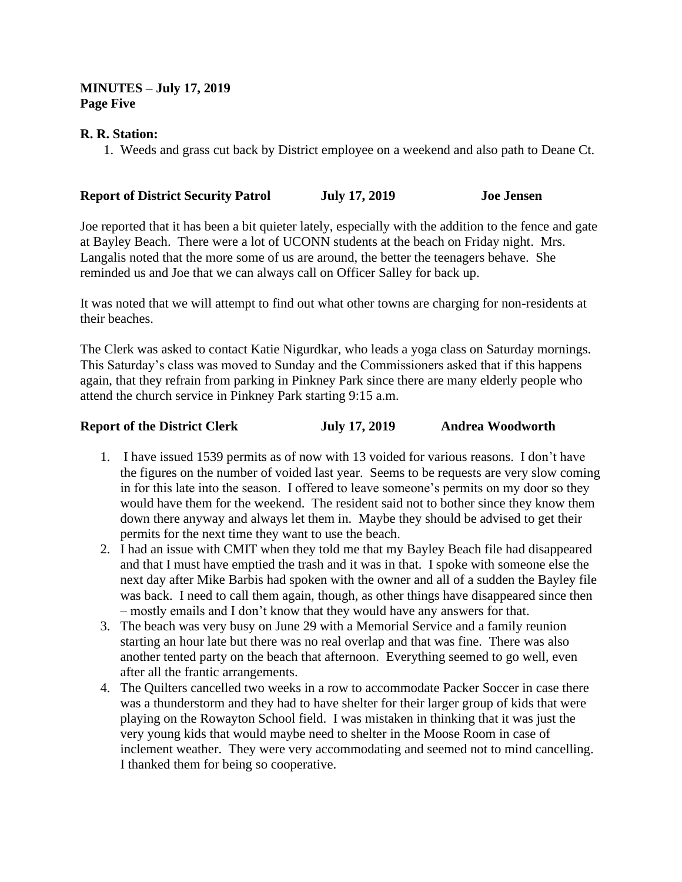**MINUTES – July 17, 2019**
**Page Five**

**R. R. Station:**

1. Weeds and grass cut back by District employee on a weekend and also path to Deane Ct.

**Report of District Security Patrol July 17, 2019 Joe Jensen**

Joe reported that it has been a bit quieter lately, especially with the addition to the fence and gate at Bayley Beach. There were a lot of UCONN students at the beach on Friday night. Mrs. Langalis noted that the more some of us are around, the better the teenagers behave. She reminded us and Joe that we can always call on Officer Salley for back up.

It was noted that we will attempt to find out what other towns are charging for non-residents at their beaches.

The Clerk was asked to contact Katie Nigurdkar, who leads a yoga class on Saturday mornings. This Saturday's class was moved to Sunday and the Commissioners asked that if this happens again, that they refrain from parking in Pinkney Park since there are many elderly people who attend the church service in Pinkney Park starting 9:15 a.m.

**Report of the District Clerk July 17, 2019 Andrea Woodworth**

1. I have issued 1539 permits as of now with 13 voided for various reasons. I don't have the figures on the number of voided last year. Seems to be requests are very slow coming in for this late into the season. I offered to leave someone's permits on my door so they would have them for the weekend. The resident said not to bother since they know them down there anyway and always let them in. Maybe they should be advised to get their permits for the next time they want to use the beach.
2. I had an issue with CMIT when they told me that my Bayley Beach file had disappeared and that I must have emptied the trash and it was in that. I spoke with someone else the next day after Mike Barbis had spoken with the owner and all of a sudden the Bayley file was back. I need to call them again, though, as other things have disappeared since then – mostly emails and I don't know that they would have any answers for that.
3. The beach was very busy on June 29 with a Memorial Service and a family reunion starting an hour late but there was no real overlap and that was fine. There was also another tented party on the beach that afternoon. Everything seemed to go well, even after all the frantic arrangements.
4. The Quilters cancelled two weeks in a row to accommodate Packer Soccer in case there was a thunderstorm and they had to have shelter for their larger group of kids that were playing on the Rowayton School field. I was mistaken in thinking that it was just the very young kids that would maybe need to shelter in the Moose Room in case of inclement weather. They were very accommodating and seemed not to mind cancelling. I thanked them for being so cooperative.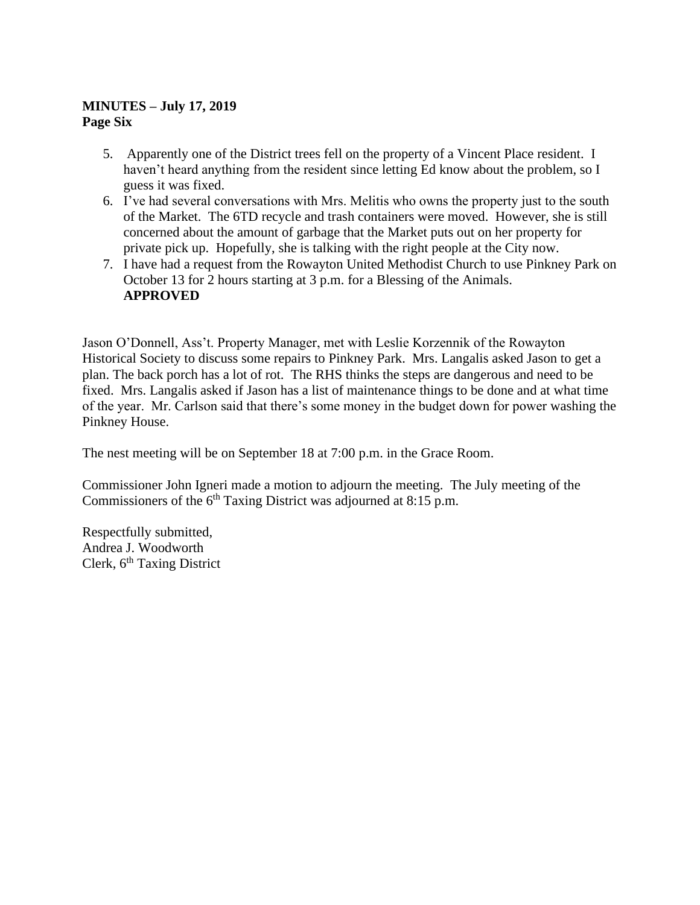**MINUTES – July 17, 2019**
**Page Six**

5. Apparently one of the District trees fell on the property of a Vincent Place resident. I haven't heard anything from the resident since letting Ed know about the problem, so I guess it was fixed.
6. I've had several conversations with Mrs. Melitis who owns the property just to the south of the Market. The 6TD recycle and trash containers were moved. However, she is still concerned about the amount of garbage that the Market puts out on her property for private pick up. Hopefully, she is talking with the right people at the City now.
7. I have had a request from the Rowayton United Methodist Church to use Pinkney Park on October 13 for 2 hours starting at 3 p.m. for a Blessing of the Animals.
   **APPROVED**

Jason O'Donnell, Ass't. Property Manager, met with Leslie Korzennik of the Rowayton Historical Society to discuss some repairs to Pinkney Park. Mrs. Langalis asked Jason to get a plan. The back porch has a lot of rot. The RHS thinks the steps are dangerous and need to be fixed. Mrs. Langalis asked if Jason has a list of maintenance things to be done and at what time of the year. Mr. Carlson said that there's some money in the budget down for power washing the Pinkney House.

The nest meeting will be on September 18 at 7:00 p.m. in the Grace Room.

Commissioner John Igneri made a motion to adjourn the meeting. The July meeting of the Commissioners of the 6th Taxing District was adjourned at 8:15 p.m.

Respectfully submitted,
Andrea J. Woodworth
Clerk, 6th Taxing District